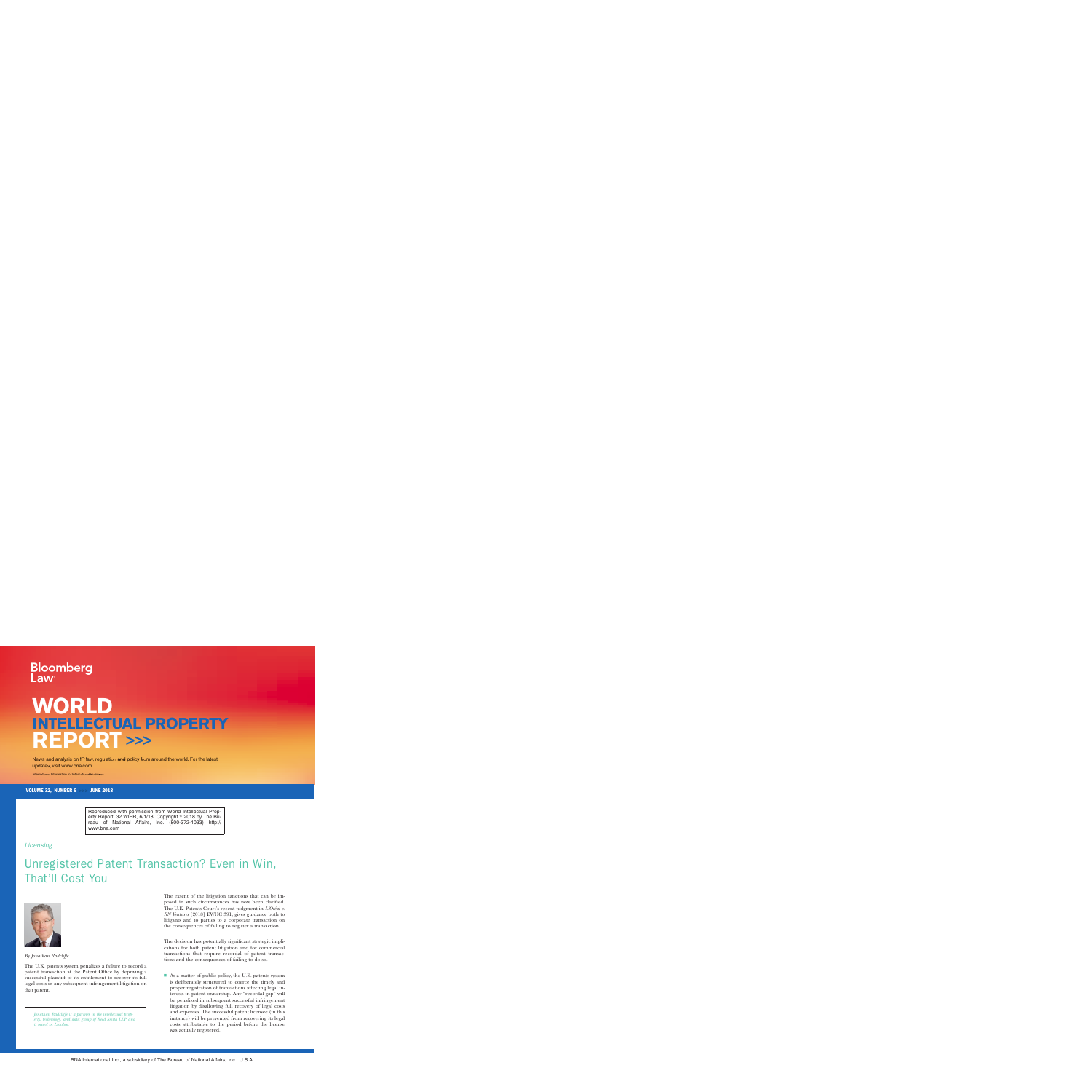Bloomberg Law

# WORLD INTELLECTUAL PROPERTY REPORT >>>

News and analysis on IP law, regulation and policy from around the world. For the latest updates, visit www.bna.com

International Information for International Business

VOLUME 32, NUMBER 6 JUNE 2018

Reproduced with permission from World Intellectual Property Report, 32 WIPR, 6/1/18. Copyright © 2018 by The Bureau of National Affairs, Inc. (800-372-1033) http://www.bna.com

*Licensing*

## Unregistered Patent Transaction? Even in Win, That'll Cost You

*By Jonathan Radcliffe*

The U.K. patents system penalizes a failure to record a patent transaction at the Patent Office by depriving a successful plaintiff of its entitlement to recover its full legal costs in any subsequent infringement litigation on that patent.

*Jonathan Radcliffe is a partner in the intellectual property, technology, and data group of Reed Smith LLP and is based in London.*

The extent of the litigation sanctions that can be imposed in such circumstances has now been clarified. The U.K. Patents Court's recent judgment in *L'Oréal v. RN Ventures* [2018] EWHC 391, gives guidance both to litigants and to parties to a corporate transaction on the consequences of failing to register a transaction.

The decision has potentially significant strategic implications for both patent litigation and for commercial transactions that require recordal of patent transactions and the consequences of failing to do so.

- As a matter of public policy, the U.K. patents system is deliberately structured to coerce the timely and proper registration of transactions affecting legal interests in patent ownership. Any "recordal gap" will be penalized in subsequent successful infringement litigation by disallowing full recovery of legal costs and expenses. The successful patent licensee (in this instance) will be prevented from recovering its legal costs attributable to the period before the license was actually registered.

BNA International Inc., a subsidiary of The Bureau of National Affairs, Inc., U.S.A.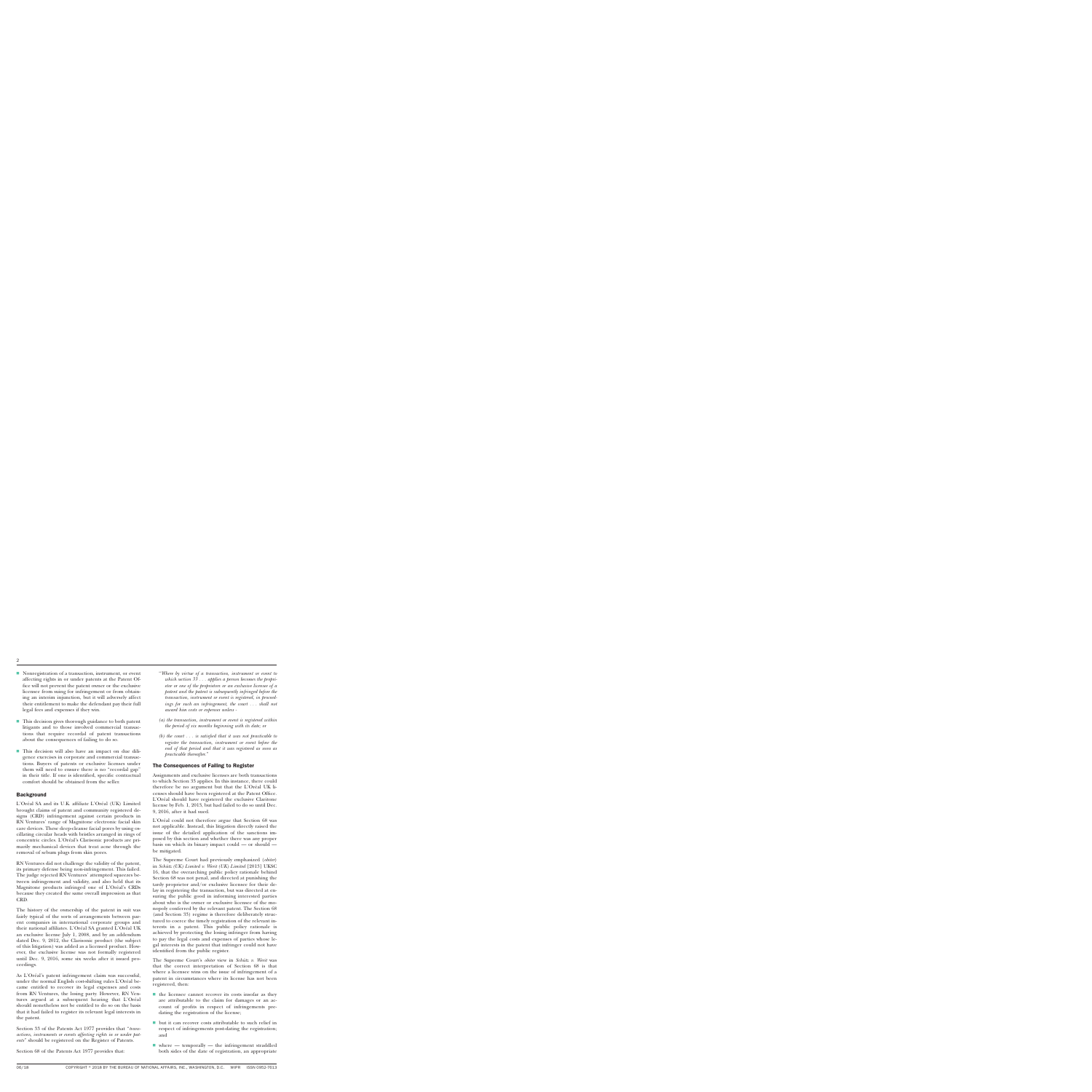- Nonregistration of a transaction, instrument, or event affecting rights in or under patents at the Patent Office will not prevent the patent owner or the exclusive licensee from suing for infringement or from obtaining an interim injunction, but it will adversely affect their entitlement to make the defendant pay their full legal fees and expenses if they win.
- This decision gives thorough guidance to both patent litigants and to those involved commercial transactions that require recordal of patent transactions about the consequences of failing to do so.
- This decision will also have an impact on due diligence exercises in corporate and commercial transactions. Buyers of patents or exclusive licenses under them will need to ensure there is no "recordal gap" in their title. If one is identified, specific contractual comfort should be obtained from the seller.

## Background

L'Oréal SA and its U.K. affiliate L'Oréal (UK) Limited brought claims of patent and community registered designs (CRD) infringement against certain products in RN Ventures' range of Magnitone electronic facial skin care devices. These deep-cleanse facial pores by using oscillating circular heads with bristles arranged in rings of concentric circles. L'Oréal's Clarisonic products are primarily mechanical devices that treat acne through the removal of sebum plugs from skin pores.

RN Ventures did not challenge the validity of the patent, its primary defense being non-infringement. This failed. The judge rejected RN Ventures' attempted squeezes between infringement and validity, and also held that its Magnitone products infringed one of L'Oréal's CRDs because they created the same overall impression as that CRD.

The history of the ownership of the patent in suit was fairly typical of the sorts of arrangements between parent companies in international corporate groups and their national affiliates. L'Oréal SA granted L'Oréal UK an exclusive license July 1, 2008, and by an addendum dated Dec. 9, 2012, the Clarisonic product (the subject of this litigation) was added as a licensed product. However, the exclusive license was not formally registered until Dec. 9, 2016, some six weeks after it issued proceedings.

As L'Oréal's patent infringement claim was successful, under the normal English cost-shifting rules L'Oréal became entitled to recover its legal expenses and costs from RN Ventures, the losing party. However, RN Ventures argued at a subsequent hearing that L'Oréal should nonetheless not be entitled to do so on the basis that it had failed to register its relevant legal interests in the patent.

Section 33 of the Patents Act 1977 provides that "*transactions, instruments or events affecting rights in or under patents*" should be registered on the Register of Patents.

Section 68 of the Patents Act 1977 provides that:

"*Where by virtue of a transaction, instrument or event to which section 33 . . . applies a person becomes the proprietor or one of the proprietors or an exclusive licensee of a patent and the patent is subsequently infringed before the transaction, instrument or event is registered, in proceedings for such an infringement, the court . . . shall not award him costs or expenses unless -*

*(a) the transaction, instrument or event is registered within the period of six months beginning with its date; or*

*(b) the court . . . is satisfied that it was not practicable to register the transaction, instrument or event before the end of that period and that it was registered as soon as practicable thereafter.*"

### The Consequences of Failing to Register

Assignments and exclusive licenses are both transactions to which Section 33 applies. In this instance, there could therefore be no argument but that the L'Oréal UK licenses should have been registered at the Patent Office. L'Oréal should have registered the exclusive Clarisonic license by Feb. 1, 2013, but had failed to do so until Dec. 9, 2016, after it had sued.

L'Oréal could not therefore argue that Section 68 was not applicable. Instead, this litigation directly raised the issue of the detailed application of the sanctions imposed by this section and whether there was any proper basis on which its binary impact could — or should — be mitigated.

The Supreme Court had previously emphasized (*obiter*) in *Schütz (UK) Limited v. Werit (UK) Limited* [2013] UKSC 16, that the overarching public policy rationale behind Section 68 was not penal, and directed at punishing the tardy proprietor and/or exclusive licensee for their delay in registering the transaction, but was directed at ensuring the public good in informing interested parties about who is the owner or exclusive licensee of the monopoly conferred by the relevant patent. The Section 68 (and Section 33) regime is therefore deliberately structured to coerce the timely registration of the relevant interests in a patent. This public policy rationale is achieved by protecting the losing infringer from having to pay the legal costs and expenses of parties whose legal interests in the patent that infringer could not have identified from the public register.

The Supreme Court's *obiter* view in *Schütz v. Werit* was that the correct interpretation of Section 68 is that where a licensee wins on the issue of infringement of a patent in circumstances where its license has not been registered, then:

- the licensee cannot recover its costs insofar as they are attributable to the claim for damages or an account of profits in respect of infringements predating the registration of the license;
- but it can recover costs attributable to such relief in respect of infringements post-dating the registration; and
- where — temporally — the infringement straddled both sides of the date of registration, an appropriate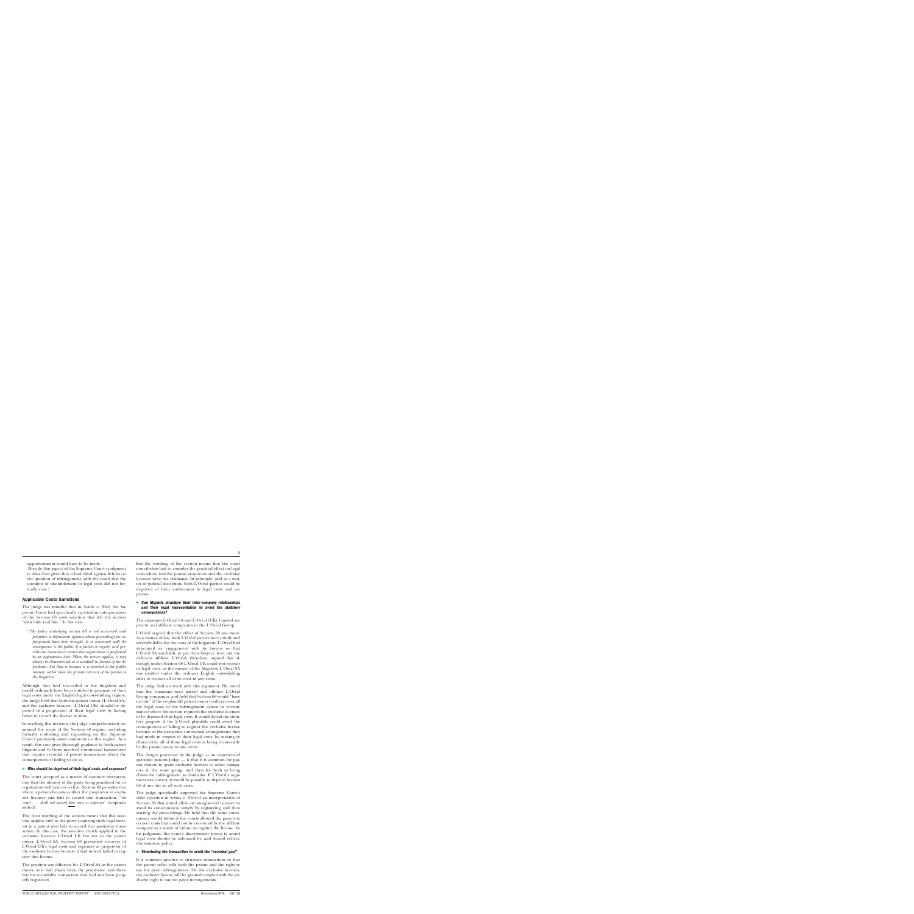apportionment would have to be made.

(Strictly, this aspect of the Supreme Court's judgment is *obiter dicta* given that it had ruled against Schütz on the question of infringement, with the result that the question of disentitlement to legal costs did not formally arise.)

## Applicable Costs Sanctions

The judge was mindful that in *Schütz v. Werit*, the Supreme Court had specifically rejected an interpretation of the Section 68 costs sanction that left the section "with little real bite." In his view:

> "*The policy underlying section 68 is not concerned with prejudice to defendants against whom proceedings for infringement have been brought. It is concerned with the consequence to the public of a failure to register and provides an incentive to ensure that registration is performed by an appropriate date. When the section applies, it may always be characterised as a windfall in favour of the defendants, but that is because it is directed to the public interest, rather than the private interests of the parties to the litigation.*"

Although they had succeeded in the litigation and would ordinarily have been entitled to payment of their legal costs under the English legal costs-shifting regime, the judge held that both the patent owner (L'Oréal SA) and the exclusive licensee (L'Oréal UK) should be deprived of a proportion of their legal costs by having failed to record the license in time.

In reaching this decision, the judge comprehensively examined the scope of the Section 68 regime, including formally endorsing and expanding on the Supreme Court's previously *obiter* comments on this regime. As a result, this case gives thorough guidance to both patent litigants and to those involved commercial transactions that require recordal of patent transactions about the consequences of failing to do so.

### Who should be deprived of their legal costs and expenses?

The court accepted as a matter of statutory interpretation that the identity of the party being penalized for its registration deficiencies is clear. Section 68 provides that where a person becomes either the proprietor or exclusive licensee and fails to record that transaction, "*the court . . . shall not award him costs or expenses*" (emphasis added).

The clear wording of the section means that this sanction applies only to the party acquiring such legal interest in a patent who fails to record that particular transaction. In this case, the sanction clearly applied to the exclusive licensee L'Oréal UK but not to the patent owner, L'Oréal SA. Section 68 prevented recovery of L'Oréal UK's legal costs and expenses as proprietor of the exclusive license because it had indeed failed to register that license.

The position was different for L'Oréal SA as the patent owner, as it had always been the proprietor, and there was no recordable transaction that had not been properly registered.

But the wording of the section meant that the court nonetheless had to consider the practical effect on legal costs where *both* the patent proprietor and the exclusive licensee were the claimants. In principle, and as a matter of judicial discretion, both L'Oréal parties could be deprived of their entitlement to legal costs and expenses.

### Can litigants structure their inter-company relationships and their legal representation to avoid the statutory consequences?

The claimants L'Oréal SA and L'Oréal (UK) Limited are parent and affiliate companies in the L'Oréal Group.

L'Oréal argued that the effect of Section 68 was moot. As a matter of law, both L'Oréal parties were jointly and severally liable for the costs of the litigation. L'Oréal had structured its engagement with its lawyers so that L'Oréal SA was liable to pay their lawyers' fees, not the deficient affiliate. L'Oréal, therefore, argued that although under Section 68 L'Oréal UK could not recover its legal costs, as the winner of the litigation L'Oréal SA was entitled under the ordinary English costs-shifting rules to recover all of its costs in any event.

The judge had no truck with this argument. He noted that the claimants were parent and affiliate L'Oréal Group companies, and held that Section 68 would "have no bite" if the co-plaintiff patent owner could recover all the legal costs of the infringement action in circumstances where the section required the exclusive licensee to be deprived of its legal costs. It would defeat the statutory purpose if the L'Oréal plaintiffs could avoid the consequences of failing to register the exclusive license because of the particular contractual arrangements they had made in respect of their legal costs, by seeking to characterize all of those legal costs as being recoverable by the patent owner in any event.

The danger perceived by the judge — an experienced specialist patents judge — is that it is common for patent owners to grant exclusive licenses to other companies in the same group, and then for both to bring claims for infringement as claimants. If L'Oréal's argument was correct, it would be possible to deprive Section 68 of any bite in all such cases.

The judge specifically approved the Supreme Court's *obiter* rejection in *Schütz v. Werit* of an interpretation of Section 68 that would allow an unregistered licensee to avoid its consequences simply by registering and then starting the proceedings. He held that the same consequence would follow if the courts allowed the parent to recover costs that could not be recovered by the affiliate company as a result of failure to register the license. In his judgment, the court's discretionary power to award legal costs should be informed by, and should reflect, this statutory policy.

### Structuring the transaction to avoid the "recordal gap"

It is common practice to structure transactions so that the patent seller sells both the patent and the right to sue for prior infringements. Or, for exclusive licenses, the exclusive license will be granted coupled with the exclusive right to sue for prior infringements.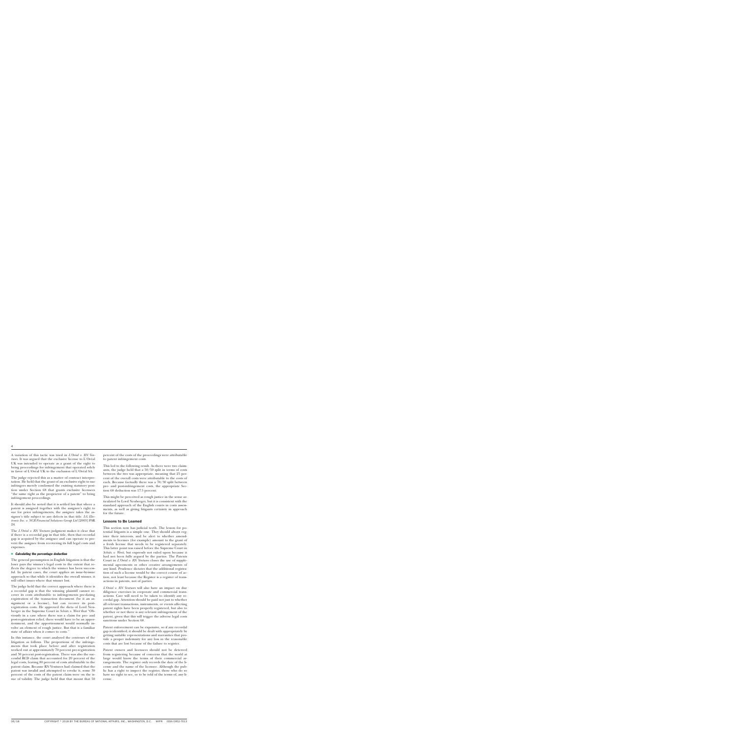A variation of this tactic was tried in *L'Oréal v. RN Ventures*. It was argued that the exclusive license to L'Oréal UK was intended to operate as a grant of the right to bring proceedings for infringement that operated solely in favor of L'Oréal UK to the exclusion of L'Oréal SA.

The judge rejected this as a matter of contract interpretation. He held that the grant of an exclusive right to sue infringers merely confirmed the existing statutory position under Section 68 that grants exclusive licensees "the same right as the proprietor of a patent" to bring infringement proceedings.

It should also be noted that it is settled law that where a patent is assigned together with the assignor's right to sue for prior infringements, the assignee takes the assignor's title subject to any defects in that title. *LG Electronic Inc. v. NCR Financial Solutions Group Ltd* [2003] FSR 24.

The *L'Oréal v. RN Ventures* judgment makes it clear that if there is a recordal gap in that title, then that recordal gap is acquired by the assignee and can operate to prevent the assignee from recovering its full legal costs and expenses.

## Calculating the percentage deduction

The general presumption in English litigation is that the loser pays the winner's legal costs to the extent that reflects the degree to which the winner has been successful. In patent cases, the court applies an issue-by-issue approach so that while it identifies the overall winner, it will offset issues where that winner lost.

The judge held that the correct approach where there is a recordal gap is that the winning plaintiff cannot recover its costs attributable to infringements pre-dating registration of the transaction document (be it an assignment or a license), but can recover its post-registration costs. He approved the dicta of Lord Neuberger in the Supreme Court in *Schütz v. Werit* that "Obviously in a case where there was a claim for pre- and post-registration relief, there would have to be an apportionment, and the apportionment would normally involve an element of rough justice. But that is a familiar state of affairs when it comes to costs."

In this instance, the court analyzed the contours of the litigation as follows. The proportions of the infringements that took place before and after registration worked out at approximately 70 percent pre-registration and 30 percent post-registration. There was also the successful RCD claim that accounted for 20 percent of the legal costs, leaving 80 percent of costs attributable to the patent claim. Because RN Ventures had claimed that the patent was invalid and attempted to revoke it, some 30 percent of the costs of the patent claim were on the issue of validity. The judge held that that meant that 50 percent of the costs of the proceedings were attributable to patent infringement costs.

This led to the following result. As there were two claimants, the judge held that a 50/50 split in terms of costs between the two was appropriate, meaning that 25 percent of the overall costs were attributable to the costs of each. Because factually there was a 70/30 split between pre- and post-infringement costs, the appropriate Section 68 deduction was 17.5 percent.

This might be perceived as rough justice in the sense articulated by Lord Neuberger, but it is consistent with the standard approach of the English courts in costs assessments, as well as giving litigants certainty in approach for the future.

## Lessons to Be Learned

This section now has judicial teeth. The lesson for potential litigants is a simple one. They should always register their interests, and be alert to whether amendments to licenses (for example) amount to the grant of a fresh license that needs to be registered separately. This latter point was raised before the Supreme Court in *Schütz v. Werit*, but expressly not ruled upon because it had not been fully argued by the parties. The Patents Court in *L'Oréal v. RN Ventures* closes the use of supplemental agreements or other creative arrangements of any kind. Prudence dictates that the additional registration of such a license would be the correct course of action, not least because the Register is a register of transactions in patents, not of parties.

*L'Oréal v. RN Ventures* will also have an impact on due diligence exercises in corporate and commercial transactions. Care will need to be taken to identify any recordal gap. Attention should be paid not just to whether all relevant transactions, instruments, or events affecting patent rights have been properly registered, but also to whether or not there is any relevant infringement of the patent, given that this will trigger the adverse legal costs sanctions under Section 68.

Patent enforcement can be expensive, so if any recordal gap is identified, it should be dealt with appropriately by getting suitable representations and warranties that provide a proper indemnity for any loss in the reasonable costs that are lost because of the failure to register.

Patent owners and licensees should not be deterred from registering because of concerns that the world at large would know the terms of their commercial arrangements. The register only records the date of the license and the name of the licensee. Although the public has a right to inspect the register, those who do so have no right to see, or to be told of the terms of, any license.